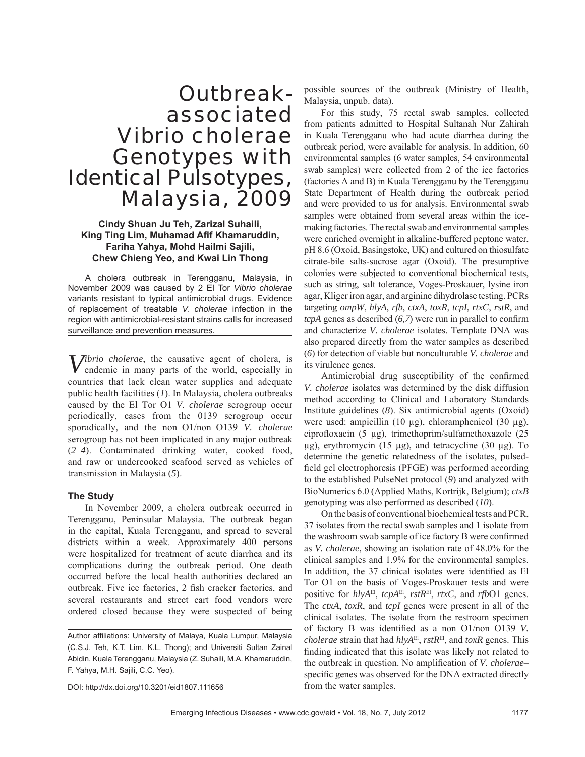# Outbreak-associated Vibrio cholerae Genotypes with Identical Pulsotypes, Malaysia, 2009

**Cindy Shuan Ju Teh, Zarizal Suhaili, King Ting Lim, Muhamad Afif Khamaruddin, Fariha Yahya, Mohd Hailmi Sajili, Chew Chieng Yeo, and Kwai Lin Thong**

A cholera outbreak in Terengganu, Malaysia, in November 2009 was caused by 2 El Tor *Vibrio cholerae* variants resistant to typical antimicrobial drugs. Evidence of replacement of treatable *V. cholerae* infection in the region with antimicrobial-resistant strains calls for increased surveillance and prevention measures.

*Vibrio cholerae*, the causative agent of cholera, is endemic in many parts of the world, especially in countries that lack clean water supplies and adequate public health facilities (*1*). In Malaysia, cholera outbreaks caused by the El Tor O1 *V. cholerae* serogroup occur periodically, cases from the 0139 serogroup occur sporadically, and the non–O1/non–O139 *V. cholerae* serogroup has not been implicated in any major outbreak (*2*–*4*). Contaminated drinking water, cooked food, and raw or undercooked seafood served as vehicles of transmission in Malaysia (*5*).

### The Study

In November 2009, a cholera outbreak occurred in Terengganu, Peninsular Malaysia. The outbreak began in the capital, Kuala Terengganu, and spread to several districts within a week. Approximately 400 persons were hospitalized for treatment of acute diarrhea and its complications during the outbreak period. One death occurred before the local health authorities declared an outbreak. Five ice factories, 2 fish cracker factories, and several restaurants and street cart food vendors were ordered closed because they were suspected of being possible sources of the outbreak (Ministry of Health, Malaysia, unpub. data).

For this study, 75 rectal swab samples, collected from patients admitted to Hospital Sultanah Nur Zahirah in Kuala Terengganu who had acute diarrhea during the outbreak period, were available for analysis. In addition, 60 environmental samples (6 water samples, 54 environmental swab samples) were collected from 2 of the ice factories (factories A and B) in Kuala Terengganu by the Terengganu State Department of Health during the outbreak period and were provided to us for analysis. Environmental swab samples were obtained from several areas within the ice-making factories. The rectal swab and environmental samples were enriched overnight in alkaline-buffered peptone water, pH 8.6 (Oxoid, Basingstoke, UK) and cultured on thiosulfate citrate-bile salts-sucrose agar (Oxoid). The presumptive colonies were subjected to conventional biochemical tests, such as string, salt tolerance, Voges-Proskauer, lysine iron agar, Kliger iron agar, and arginine dihydrolase testing. PCRs targeting *ompW*, *hlyA*, *rfb*, *ctxA*, *toxR*, *tcpI*, *rtxC*, *rstR*, and *tcpA* genes as described (*6,7*) were run in parallel to confirm and characterize *V. cholerae* isolates. Template DNA was also prepared directly from the water samples as described (*6*) for detection of viable but nonculturable *V. cholerae* and its virulence genes.

Antimicrobial drug susceptibility of the confirmed *V. cholerae* isolates was determined by the disk diffusion method according to Clinical and Laboratory Standards Institute guidelines (*8*). Six antimicrobial agents (Oxoid) were used: ampicillin (10 μg), chloramphenicol (30 μg), ciprofloxacin (5 μg), trimethoprim/sulfamethoxazole (25 μg), erythromycin (15 μg), and tetracycline (30 μg). To determine the genetic relatedness of the isolates, pulsed-field gel electrophoresis (PFGE) was performed according to the established PulseNet protocol (*9*) and analyzed with BioNumerics 6.0 (Applied Maths, Kortrijk, Belgium); *ctxB* genotyping was also performed as described (*10*).

On the basis of conventional biochemical tests and PCR, 37 isolates from the rectal swab samples and 1 isolate from the washroom swab sample of ice factory B were confirmed as *V. cholerae*, showing an isolation rate of 48.0% for the clinical samples and 1.9% for the environmental samples. In addition, the 37 clinical isolates were identified as El Tor O1 on the basis of Voges-Proskauer tests and were positive for *hlyA*$^{El}$, *tcpA*$^{El}$, *rstR*$^{El}$, *rtxC*, and *rfb*O1 genes. The *ctxA*, *toxR*, and *tcpI* genes were present in all of the clinical isolates. The isolate from the restroom specimen of factory B was identified as a non–O1/non–O139 *V. cholerae* strain that had *hlyA*$^{El}$, *rstR*$^{El}$, and *toxR* genes. This finding indicated that this isolate was likely not related to the outbreak in question. No amplification of *V. cholerae*–specific genes was observed for the DNA extracted directly from the water samples.

Author affiliations: University of Malaya, Kuala Lumpur, Malaysia (C.S.J. Teh, K.T. Lim, K.L. Thong); and Universiti Sultan Zainal Abidin, Kuala Terengganu, Malaysia (Z. Suhaili, M.A. Khamaruddin, F. Yahya, M.H. Sajili, C.C. Yeo).

DOI: http://dx.doi.org/10.3201/eid1807.111656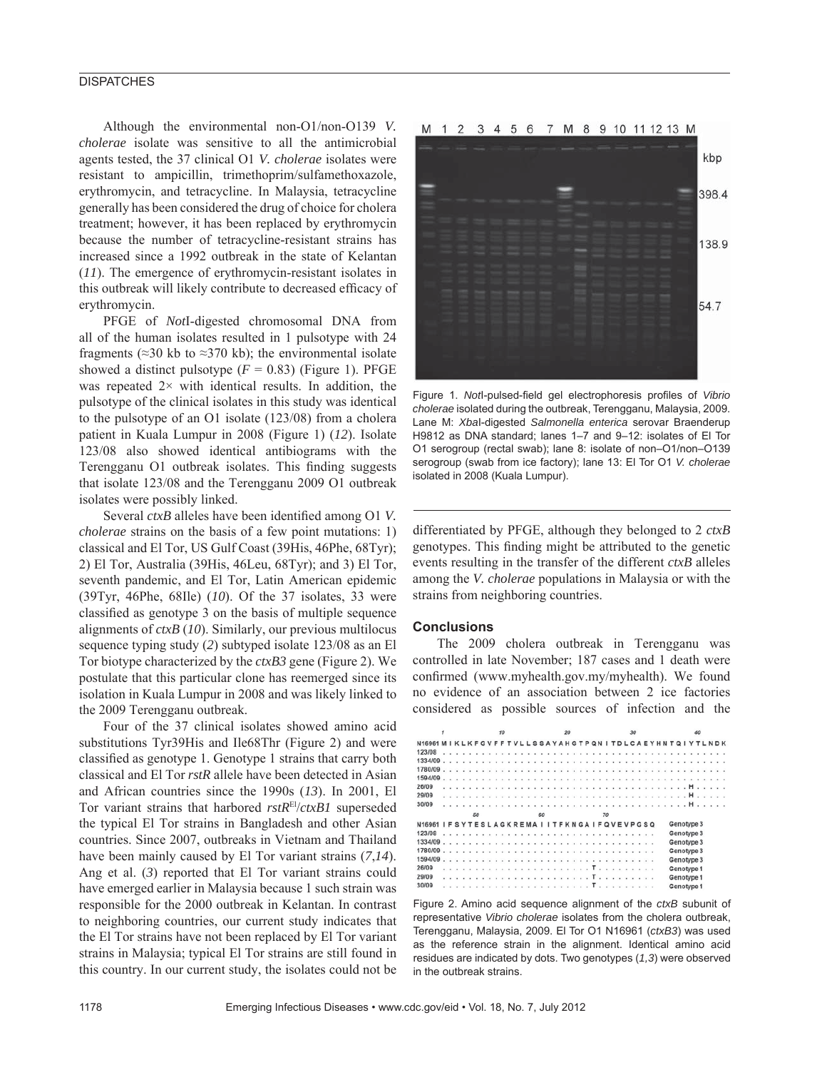Although the environmental non-O1/non-O139 *V. cholerae* isolate was sensitive to all the antimicrobial agents tested, the 37 clinical O1 *V. cholerae* isolates were resistant to ampicillin, trimethoprim/sulfamethoxazole, erythromycin, and tetracycline. In Malaysia, tetracycline generally has been considered the drug of choice for cholera treatment; however, it has been replaced by erythromycin because the number of tetracycline-resistant strains has increased since a 1992 outbreak in the state of Kelantan (*11*). The emergence of erythromycin-resistant isolates in this outbreak will likely contribute to decreased efficacy of erythromycin.

PFGE of *Not*I-digested chromosomal DNA from all of the human isolates resulted in 1 pulsotype with 24 fragments (≈30 kb to ≈370 kb); the environmental isolate showed a distinct pulsotype ($F = 0.83$) (Figure 1). PFGE was repeated 2× with identical results. In addition, the pulsotype of the clinical isolates in this study was identical to the pulsotype of an O1 isolate (123/08) from a cholera patient in Kuala Lumpur in 2008 (Figure 1) (*12*). Isolate 123/08 also showed identical antibiograms with the Terengganu O1 outbreak isolates. This finding suggests that isolate 123/08 and the Terengganu 2009 O1 outbreak isolates were possibly linked.

Several *ctxB* alleles have been identified among O1 *V. cholerae* strains on the basis of a few point mutations: 1) classical and El Tor, US Gulf Coast (39His, 46Phe, 68Tyr); 2) El Tor, Australia (39His, 46Leu, 68Tyr); and 3) El Tor, seventh pandemic, and El Tor, Latin American epidemic (39Tyr, 46Phe, 68Ile) (*10*). Of the 37 isolates, 33 were classified as genotype 3 on the basis of multiple sequence alignments of *ctxB* (*10*). Similarly, our previous multilocus sequence typing study (*2*) subtyped isolate 123/08 as an El Tor biotype characterized by the *ctxB3* gene (Figure 2). We postulate that this particular clone has reemerged since its isolation in Kuala Lumpur in 2008 and was likely linked to the 2009 Terengganu outbreak.

Four of the 37 clinical isolates showed amino acid substitutions Tyr39His and Ile68Thr (Figure 2) and were classified as genotype 1. Genotype 1 strains that carry both classical and El Tor *rstR* allele have been detected in Asian and African countries since the 1990s (*13*). In 2001, El Tor variant strains that harbored *rstR*[El]/*ctxB1* superseded the typical El Tor strains in Bangladesh and other Asian countries. Since 2007, outbreaks in Vietnam and Thailand have been mainly caused by El Tor variant strains (*7*,*14*). Ang et al. (*3*) reported that El Tor variant strains could have emerged earlier in Malaysia because 1 such strain was responsible for the 2000 outbreak in Kelantan. In contrast to neighboring countries, our current study indicates that the El Tor strains have not been replaced by El Tor variant strains in Malaysia; typical El Tor strains are still found in this country. In our current study, the isolates could not be differentiated by PFGE, although they belonged to 2 *ctxB* genotypes. This finding might be attributed to the genetic events resulting in the transfer of the different *ctxB* alleles among the *V. cholerae* populations in Malaysia or with the strains from neighboring countries.

Figure 1. *Not*I-pulsed-field gel electrophoresis profiles of *Vibrio cholerae* isolated during the outbreak, Terengganu, Malaysia, 2009. Lane M: *Xba*I-digested *Salmonella enterica* serovar Braenderup H9812 as DNA standard; lanes 1–7 and 9–12: isolates of El Tor O1 serogroup (rectal swab); lane 8: isolate of non–O1/non–O139 serogroup (swab from ice factory); lane 13: El Tor O1 *V. cholerae* isolated in 2008 (Kuala Lumpur).

## Conclusions

The 2009 cholera outbreak in Terengganu was controlled in late November; 187 cases and 1 death were confirmed (www.myhealth.gov.my/myhealth). We found no evidence of an association between 2 ice factories considered as possible sources of infection and the

```
         1         10        20        30        40
N16961 M I K L K F G V F F T V L L S S A Y A H G T P Q N I T D L C A E Y H N T Q I Y T L N D K
123/08   . . . . . . . . . . . . . . . . . . . . . . . . . . . . . . . . . . . . . . . . . .
1334/09  . . . . . . . . . . . . . . . . . . . . . . . . . . . . . . . . . . . . . . . . . .
1780/09  . . . . . . . . . . . . . . . . . . . . . . . . . . . . . . . . . . . . . . . . . .
1594/09  . . . . . . . . . . . . . . . . . . . . . . . . . . . . . . . . . . . . . . . . . .
26/09    . . . . . . . . . . . . . . . . . . . . . . . . . . . . . . . . . . . . H . . . . .
29/09    . . . . . . . . . . . . . . . . . . . . . . . . . . . . . . . . . . . . H . . . . .
30/09    . . . . . . . . . . . . . . . . . . . . . . . . . . . . . . . . . . . . H . . . . .
              50        60        70
N16961 I F S Y T E S L A G K R E M A I I T F K N G A I F Q V E V P G S Q   Genotype 3
123/08   . . . . . . . . . . . . . . . . . . . . . . . . . . . . . . . . .   Genotype 3
1334/09  . . . . . . . . . . . . . . . . . . . . . . . . . . . . . . . . .   Genotype 3
1780/09  . . . . . . . . . . . . . . . . . . . . . . . . . . . . . . . . .   Genotype 3
1594/09  . . . . . . . . . . . . . . . . . . . . . . . . . . . . . . . . .   Genotype 3
26/09    . . . . . . . . . . . . . . . . . . . . T . . . . . . . . . . . .   Genotype 1
29/09    . . . . . . . . . . . . . . . . . . . . T . . . . . . . . . . . .   Genotype 1
30/09    . . . . . . . . . . . . . . . . . . . . T . . . . . . . . . . . .   Genotype 1
```

Figure 2. Amino acid sequence alignment of the *ctxB* subunit of representative *Vibrio cholerae* isolates from the cholera outbreak, Terengganu, Malaysia, 2009. El Tor O1 N16961 (*ctxB3*) was used as the reference strain in the alignment. Identical amino acid residues are indicated by dots. Two genotypes (*1*,*3*) were observed in the outbreak strains.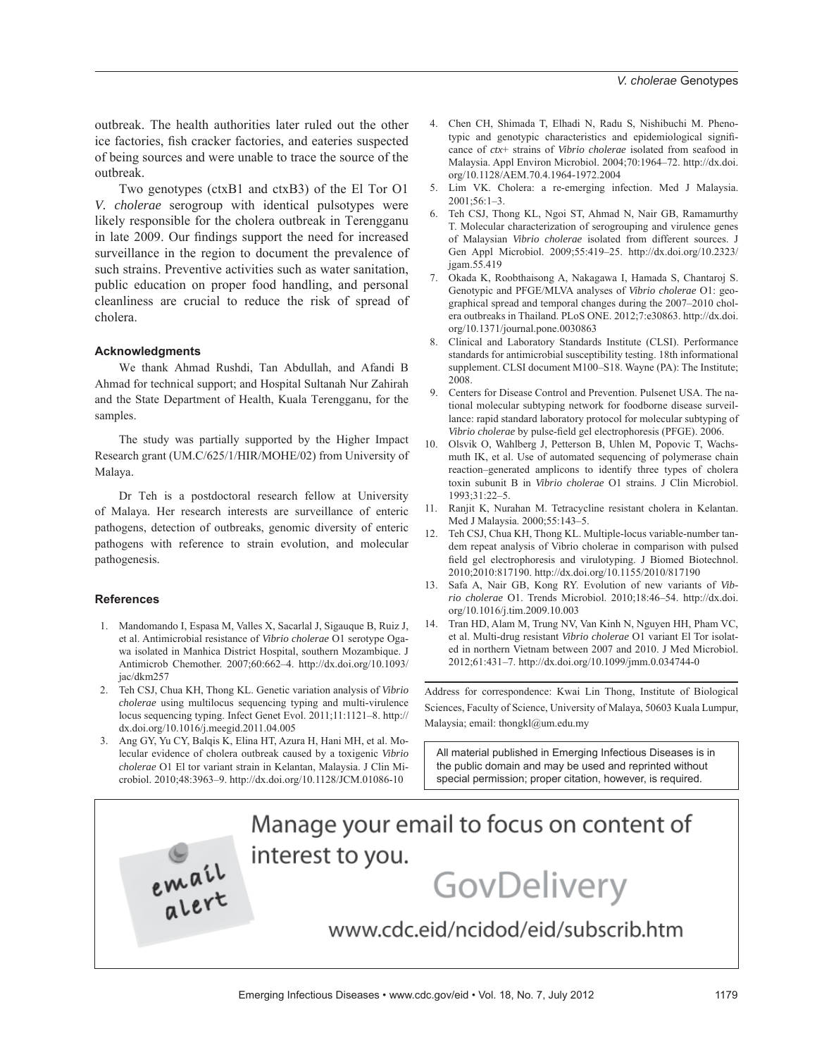outbreak. The health authorities later ruled out the other ice factories, fish cracker factories, and eateries suspected of being sources and were unable to trace the source of the outbreak.

Two genotypes (ctxB1 and ctxB3) of the El Tor O1 *V. cholerae* serogroup with identical pulsotypes were likely responsible for the cholera outbreak in Terengganu in late 2009. Our findings support the need for increased surveillance in the region to document the prevalence of such strains. Preventive activities such as water sanitation, public education on proper food handling, and personal cleanliness are crucial to reduce the risk of spread of cholera.

#### Acknowledgments

We thank Ahmad Rushdi, Tan Abdullah, and Afandi B Ahmad for technical support; and Hospital Sultanah Nur Zahirah and the State Department of Health, Kuala Terengganu, for the samples.

The study was partially supported by the Higher Impact Research grant (UM.C/625/1/HIR/MOHE/02) from University of Malaya.

Dr Teh is a postdoctoral research fellow at University of Malaya. Her research interests are surveillance of enteric pathogens, detection of outbreaks, genomic diversity of enteric pathogens with reference to strain evolution, and molecular pathogenesis.

#### References

1. Mandomando I, Espasa M, Valles X, Sacarlal J, Sigauque B, Ruiz J, et al. Antimicrobial resistance of *Vibrio cholerae* O1 serotype Ogawa isolated in Manhica District Hospital, southern Mozambique. J Antimicrob Chemother. 2007;60:662–4. http://dx.doi.org/10.1093/jac/dkm257
2. Teh CSJ, Chua KH, Thong KL. Genetic variation analysis of *Vibrio cholerae* using multilocus sequencing typing and multi-virulence locus sequencing typing. Infect Genet Evol. 2011;11:1121–8. http://dx.doi.org/10.1016/j.meegid.2011.04.005
3. Ang GY, Yu CY, Balqis K, Elina HT, Azura H, Hani MH, et al. Molecular evidence of cholera outbreak caused by a toxigenic *Vibrio cholerae* O1 El tor variant strain in Kelantan, Malaysia. J Clin Microbiol. 2010;48:3963–9. http://dx.doi.org/10.1128/JCM.01086-10
4. Chen CH, Shimada T, Elhadi N, Radu S, Nishibuchi M. Phenotypic and genotypic characteristics and epidemiological significance of *ctx*+ strains of *Vibrio cholerae* isolated from seafood in Malaysia. Appl Environ Microbiol. 2004;70:1964–72. http://dx.doi.org/10.1128/AEM.70.4.1964-1972.2004
5. Lim VK. Cholera: a re-emerging infection. Med J Malaysia. 2001;56:1–3.
6. Teh CSJ, Thong KL, Ngoi ST, Ahmad N, Nair GB, Ramamurthy T. Molecular characterization of serogrouping and virulence genes of Malaysian *Vibrio cholerae* isolated from different sources. J Gen Appl Microbiol. 2009;55:419–25. http://dx.doi.org/10.2323/jgam.55.419
7. Okada K, Roobthaisong A, Nakagawa I, Hamada S, Chantaroj S. Genotypic and PFGE/MLVA analyses of *Vibrio cholerae* O1: geographical spread and temporal changes during the 2007–2010 cholera outbreaks in Thailand. PLoS ONE. 2012;7:e30863. http://dx.doi.org/10.1371/journal.pone.0030863
8. Clinical and Laboratory Standards Institute (CLSI). Performance standards for antimicrobial susceptibility testing. 18th informational supplement. CLSI document M100–S18. Wayne (PA): The Institute; 2008.
9. Centers for Disease Control and Prevention. Pulsenet USA. The national molecular subtyping network for foodborne disease surveillance: rapid standard laboratory protocol for molecular subtyping of *Vibrio cholerae* by pulse-field gel electrophoresis (PFGE). 2006.
10. Olsvik O, Wahlberg J, Petterson B, Uhlen M, Popovic T, Wachsmuth IK, et al. Use of automated sequencing of polymerase chain reaction–generated amplicons to identify three types of cholera toxin subunit B in *Vibrio cholerae* O1 strains. J Clin Microbiol. 1993;31:22–5.
11. Ranjit K, Nurahan M. Tetracycline resistant cholera in Kelantan. Med J Malaysia. 2000;55:143–5.
12. Teh CSJ, Chua KH, Thong KL. Multiple-locus variable-number tandem repeat analysis of Vibrio cholerae in comparison with pulsed field gel electrophoresis and virulotyping. J Biomed Biotechnol. 2010;2010:817190. http://dx.doi.org/10.1155/2010/817190
13. Safa A, Nair GB, Kong RY. Evolution of new variants of *Vibrio cholerae* O1. Trends Microbiol. 2010;18:46–54. http://dx.doi.org/10.1016/j.tim.2009.10.003
14. Tran HD, Alam M, Trung NV, Van Kinh N, Nguyen HH, Pham VC, et al. Multi-drug resistant *Vibrio cholerae* O1 variant El Tor isolated in northern Vietnam between 2007 and 2010. J Med Microbiol. 2012;61:431–7. http://dx.doi.org/10.1099/jmm.0.034744-0

Address for correspondence: Kwai Lin Thong, Institute of Biological Sciences, Faculty of Science, University of Malaya, 50603 Kuala Lumpur, Malaysia; email: thongkl@um.edu.my

All material published in Emerging Infectious Diseases is in the public domain and may be used and reprinted without special permission; proper citation, however, is required.

email alert

Manage your email to focus on content of interest to you.

GovDelivery

www.cdc.eid/ncidod/eid/subscrib.htm